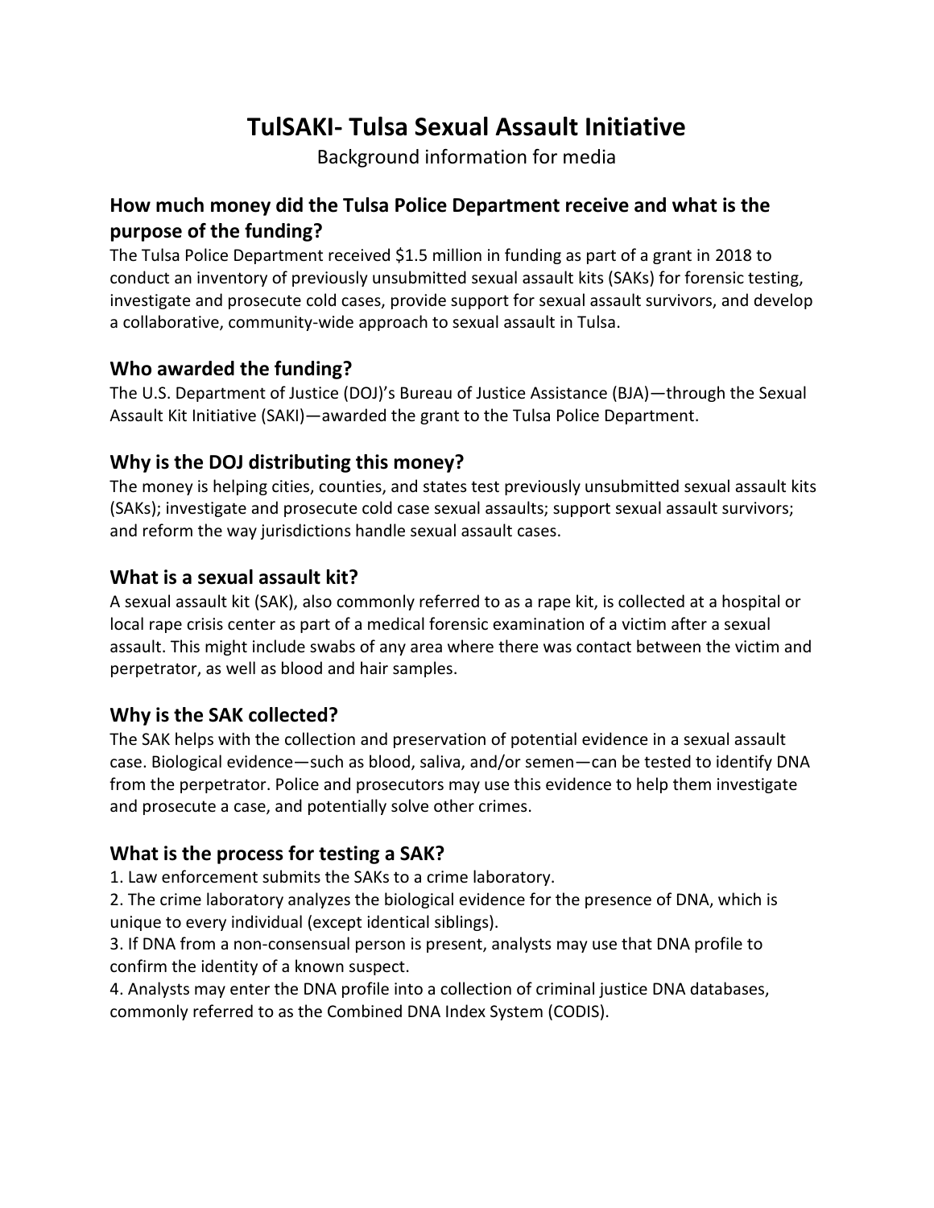# TulSAKI- Tulsa Sexual Assault Initiative

Background information for media

## How much money did the Tulsa Police Department receive and what is the purpose of the funding?

The Tulsa Police Department received $1.5 million in funding as part of a grant in 2018 to conduct an inventory of previously unsubmitted sexual assault kits (SAKs) for forensic testing, investigate and prosecute cold cases, provide support for sexual assault survivors, and develop a collaborative, community-wide approach to sexual assault in Tulsa.

## Who awarded the funding?

The U.S. Department of Justice (DOJ)'s Bureau of Justice Assistance (BJA)—through the Sexual Assault Kit Initiative (SAKI)—awarded the grant to the Tulsa Police Department.

## Why is the DOJ distributing this money?

The money is helping cities, counties, and states test previously unsubmitted sexual assault kits (SAKs); investigate and prosecute cold case sexual assaults; support sexual assault survivors; and reform the way jurisdictions handle sexual assault cases.

## What is a sexual assault kit?

A sexual assault kit (SAK), also commonly referred to as a rape kit, is collected at a hospital or local rape crisis center as part of a medical forensic examination of a victim after a sexual assault. This might include swabs of any area where there was contact between the victim and perpetrator, as well as blood and hair samples.

## Why is the SAK collected?

The SAK helps with the collection and preservation of potential evidence in a sexual assault case. Biological evidence—such as blood, saliva, and/or semen—can be tested to identify DNA from the perpetrator. Police and prosecutors may use this evidence to help them investigate and prosecute a case, and potentially solve other crimes.

## What is the process for testing a SAK?

1. Law enforcement submits the SAKs to a crime laboratory.
2. The crime laboratory analyzes the biological evidence for the presence of DNA, which is unique to every individual (except identical siblings).
3. If DNA from a non-consensual person is present, analysts may use that DNA profile to confirm the identity of a known suspect.
4. Analysts may enter the DNA profile into a collection of criminal justice DNA databases, commonly referred to as the Combined DNA Index System (CODIS).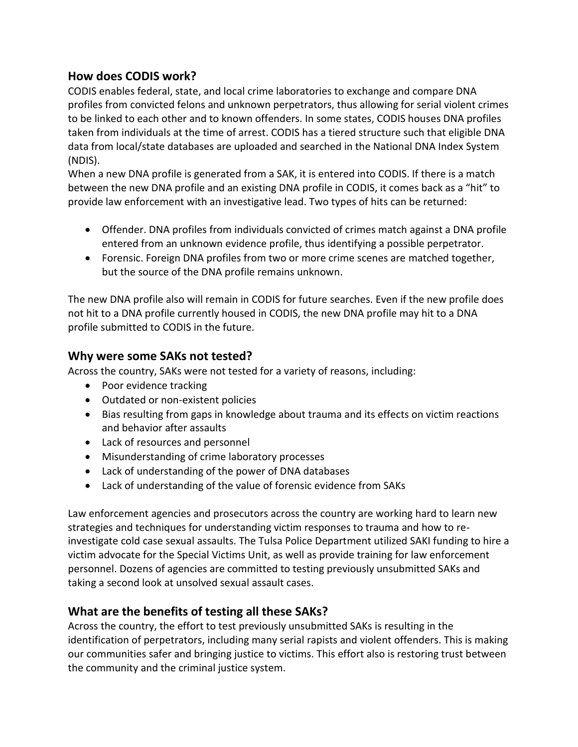## How does CODIS work?

CODIS enables federal, state, and local crime laboratories to exchange and compare DNA profiles from convicted felons and unknown perpetrators, thus allowing for serial violent crimes to be linked to each other and to known offenders. In some states, CODIS houses DNA profiles taken from individuals at the time of arrest. CODIS has a tiered structure such that eligible DNA data from local/state databases are uploaded and searched in the National DNA Index System (NDIS).

When a new DNA profile is generated from a SAK, it is entered into CODIS. If there is a match between the new DNA profile and an existing DNA profile in CODIS, it comes back as a "hit" to provide law enforcement with an investigative lead. Two types of hits can be returned:

- Offender. DNA profiles from individuals convicted of crimes match against a DNA profile entered from an unknown evidence profile, thus identifying a possible perpetrator.
- Forensic. Foreign DNA profiles from two or more crime scenes are matched together, but the source of the DNA profile remains unknown.

The new DNA profile also will remain in CODIS for future searches. Even if the new profile does not hit to a DNA profile currently housed in CODIS, the new DNA profile may hit to a DNA profile submitted to CODIS in the future.

## Why were some SAKs not tested?

Across the country, SAKs were not tested for a variety of reasons, including:

- Poor evidence tracking
- Outdated or non-existent policies
- Bias resulting from gaps in knowledge about trauma and its effects on victim reactions and behavior after assaults
- Lack of resources and personnel
- Misunderstanding of crime laboratory processes
- Lack of understanding of the power of DNA databases
- Lack of understanding of the value of forensic evidence from SAKs

Law enforcement agencies and prosecutors across the country are working hard to learn new strategies and techniques for understanding victim responses to trauma and how to re-investigate cold case sexual assaults. The Tulsa Police Department utilized SAKI funding to hire a victim advocate for the Special Victims Unit, as well as provide training for law enforcement personnel. Dozens of agencies are committed to testing previously unsubmitted SAKs and taking a second look at unsolved sexual assault cases.

## What are the benefits of testing all these SAKs?

Across the country, the effort to test previously unsubmitted SAKs is resulting in the identification of perpetrators, including many serial rapists and violent offenders. This is making our communities safer and bringing justice to victims. This effort also is restoring trust between the community and the criminal justice system.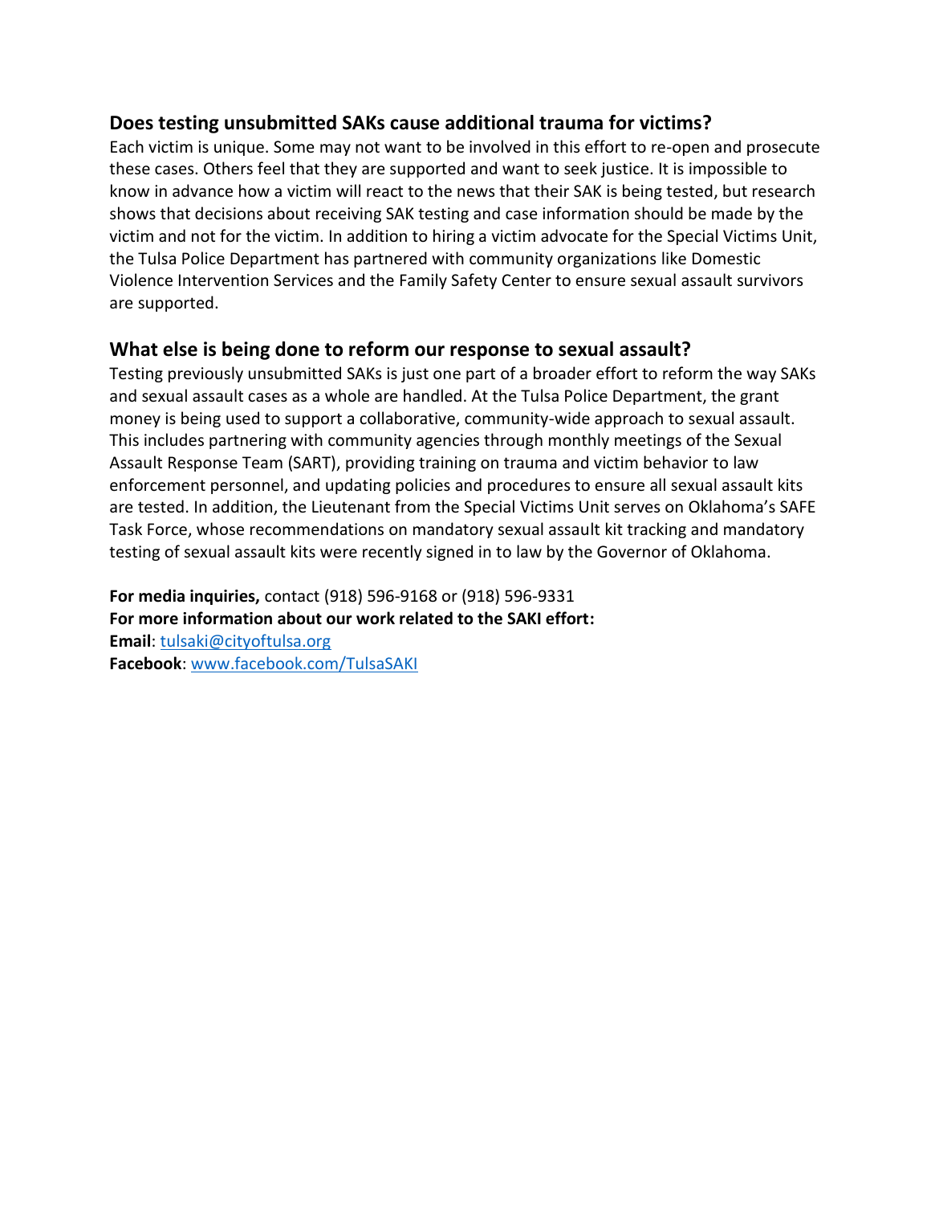## Does testing unsubmitted SAKs cause additional trauma for victims?

Each victim is unique. Some may not want to be involved in this effort to re-open and prosecute these cases. Others feel that they are supported and want to seek justice. It is impossible to know in advance how a victim will react to the news that their SAK is being tested, but research shows that decisions about receiving SAK testing and case information should be made by the victim and not for the victim. In addition to hiring a victim advocate for the Special Victims Unit, the Tulsa Police Department has partnered with community organizations like Domestic Violence Intervention Services and the Family Safety Center to ensure sexual assault survivors are supported.

## What else is being done to reform our response to sexual assault?

Testing previously unsubmitted SAKs is just one part of a broader effort to reform the way SAKs and sexual assault cases as a whole are handled. At the Tulsa Police Department, the grant money is being used to support a collaborative, community-wide approach to sexual assault. This includes partnering with community agencies through monthly meetings of the Sexual Assault Response Team (SART), providing training on trauma and victim behavior to law enforcement personnel, and updating policies and procedures to ensure all sexual assault kits are tested. In addition, the Lieutenant from the Special Victims Unit serves on Oklahoma's SAFE Task Force, whose recommendations on mandatory sexual assault kit tracking and mandatory testing of sexual assault kits were recently signed in to law by the Governor of Oklahoma.

**For media inquiries,** contact (918) 596-9168 or (918) 596-9331
**For more information about our work related to the SAKI effort:**
**Email**: tulsaki@cityoftulsa.org
**Facebook**: www.facebook.com/TulsaSAKI